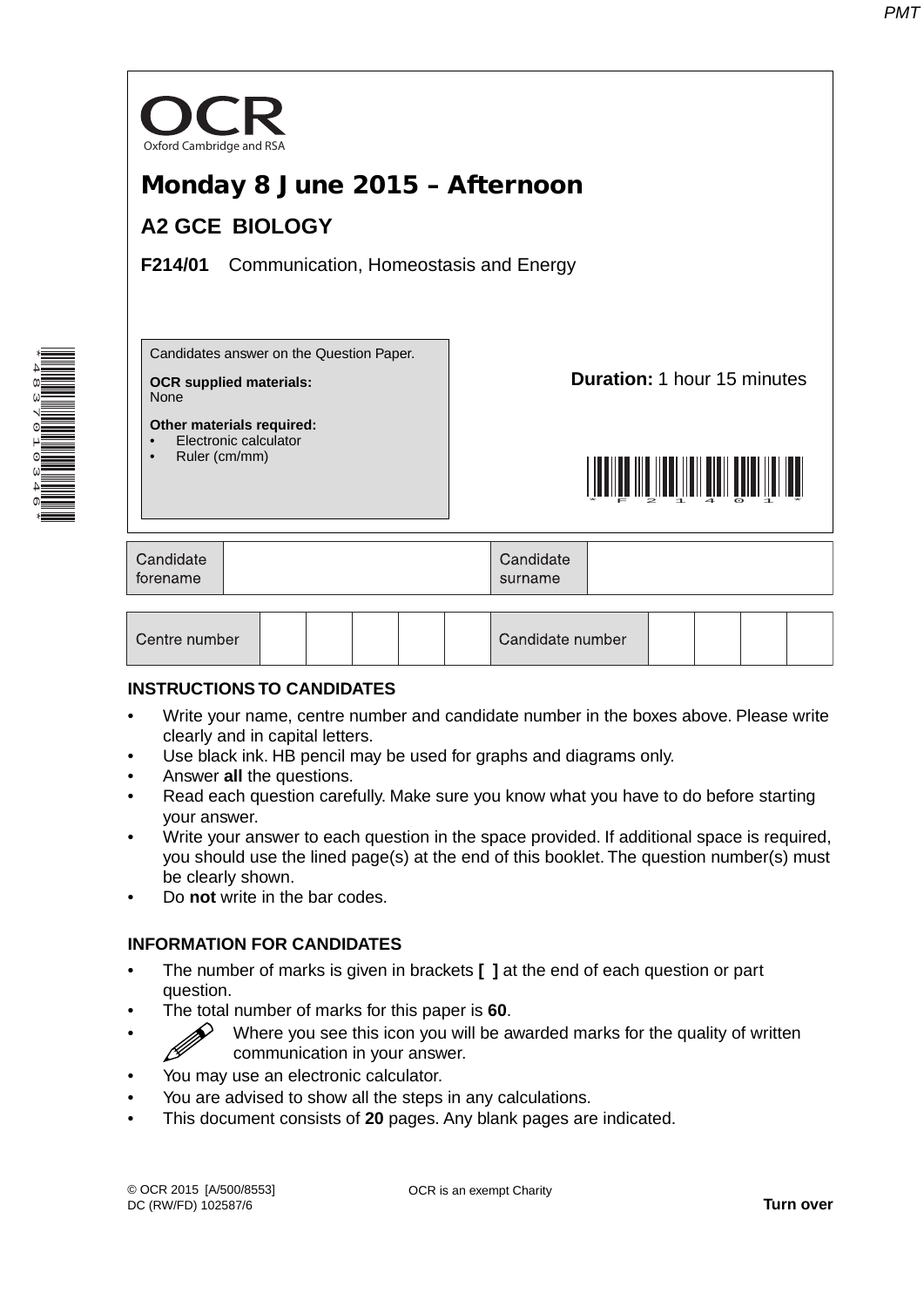OCR
Oxford Cambridge and RSA

# Monday 8 June 2015 – Afternoon

## A2 GCE BIOLOGY

**F214/01** Communication, Homeostasis and Energy

Candidates answer on the Question Paper.

**OCR supplied materials:**
None

**Other materials required:**
- Electronic calculator
- Ruler (cm/mm)

**Duration:** 1 hour 15 minutes

| Candidate forename | | Candidate surname | |
|---|---|---|---|

| Centre number | | | | | | Candidate number | | | | |
|---|---|---|---|---|---|---|---|---|---|---|

**INSTRUCTIONS TO CANDIDATES**

- Write your name, centre number and candidate number in the boxes above. Please write clearly and in capital letters.
- Use black ink. HB pencil may be used for graphs and diagrams only.
- Answer **all** the questions.
- Read each question carefully. Make sure you know what you have to do before starting your answer.
- Write your answer to each question in the space provided. If additional space is required, you should use the lined page(s) at the end of this booklet. The question number(s) must be clearly shown.
- Do **not** write in the bar codes.

**INFORMATION FOR CANDIDATES**

- The number of marks is given in brackets **[ ]** at the end of each question or part question.
- The total number of marks for this paper is **60**.
- Where you see this icon you will be awarded marks for the quality of written communication in your answer.
- You may use an electronic calculator.
- You are advised to show all the steps in any calculations.
- This document consists of **20** pages. Any blank pages are indicated.

© OCR 2015 [A/500/8553]
DC (RW/FD) 102587/6

OCR is an exempt Charity

**Turn over**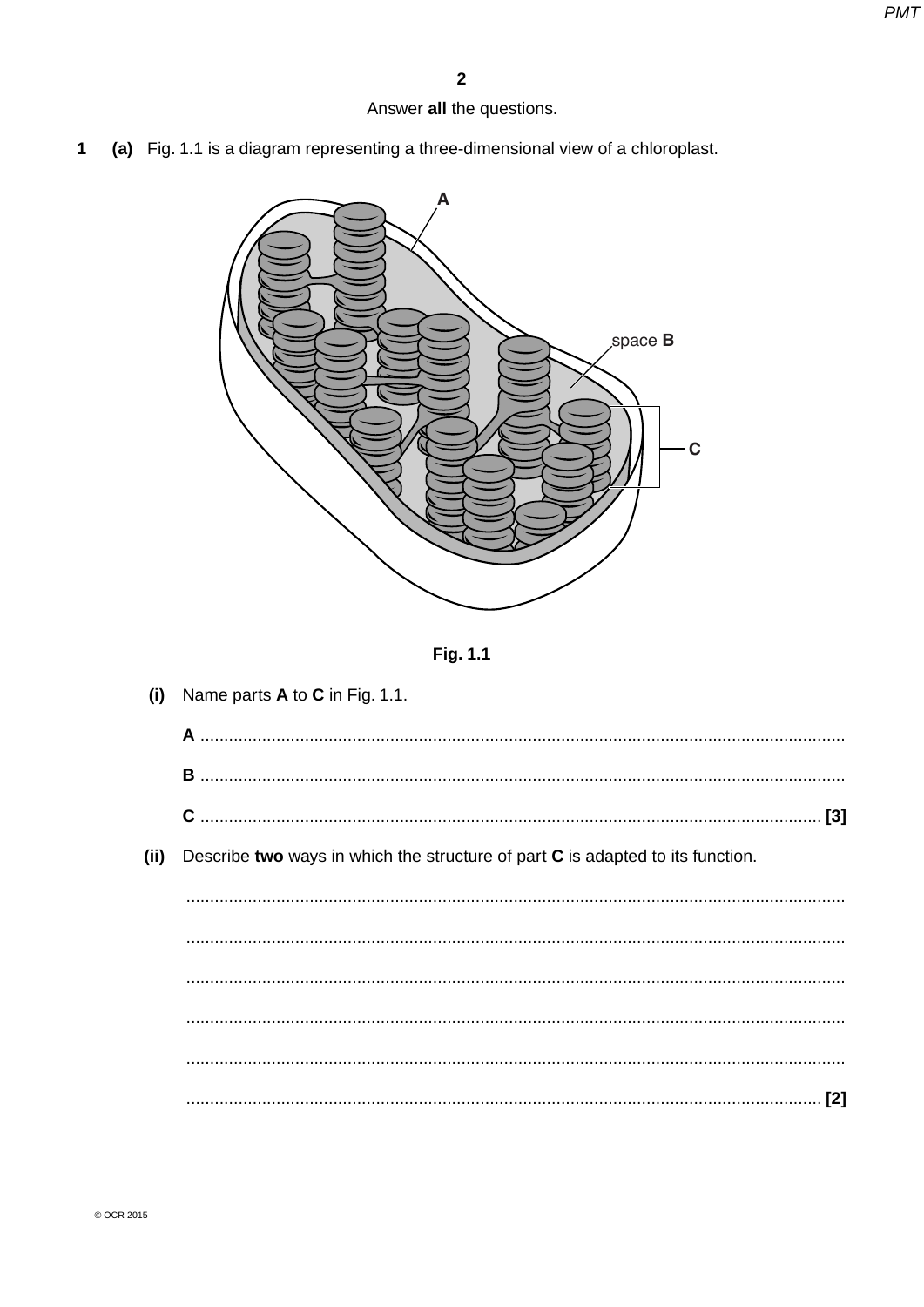Answer **all** the questions.

**1** **(a)** Fig. 1.1 is a diagram representing a three-dimensional view of a chloroplast.

A

space **B**

C

**Fig. 1.1**

**(i)** Name parts **A** to **C** in Fig. 1.1.

**A** ..........................................................................................................................................

**B** ..........................................................................................................................................

**C** .......................................................................................................................................... **[3]**

**(ii)** Describe **two** ways in which the structure of part **C** is adapted to its function.

..........................................................................................................................................

..........................................................................................................................................

..........................................................................................................................................

..........................................................................................................................................

..........................................................................................................................................

.......................................................................................................................................... **[2]**

© OCR 2015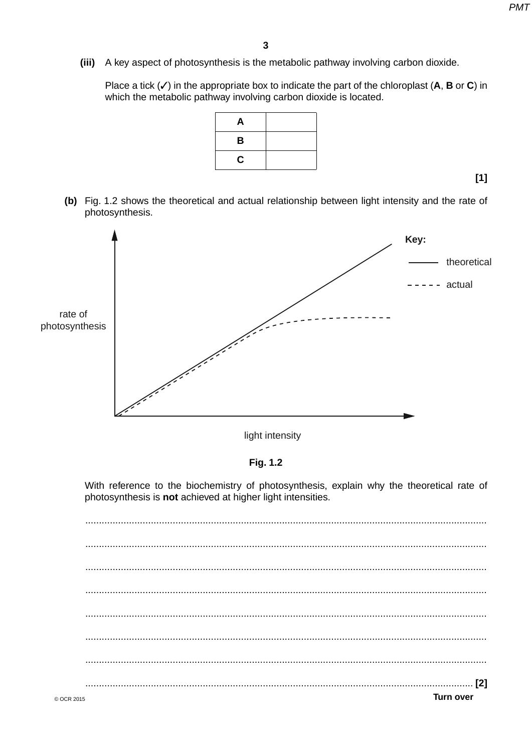(iii) A key aspect of photosynthesis is the metabolic pathway involving carbon dioxide.

Place a tick (✓) in the appropriate box to indicate the part of the chloroplast (**A**, **B** or **C**) in which the metabolic pathway involving carbon dioxide is located.

| | |
|---|---|
| **A** | |
| **B** | |
| **C** | |

**[1]**

**(b)** Fig. 1.2 shows the theoretical and actual relationship between light intensity and the rate of photosynthesis.

Key: —— theoretical; - - - - - actual

Axes: rate of photosynthesis (y-axis); light intensity (x-axis)

**Fig. 1.2**

With reference to the biochemistry of photosynthesis, explain why the theoretical rate of photosynthesis is **not** achieved at higher light intensities.

.......................................................................................................................................................

.......................................................................................................................................................

.......................................................................................................................................................

.......................................................................................................................................................

.......................................................................................................................................................

.......................................................................................................................................................

.......................................................................................................................................................

....................................................................................................................................................... **[2]**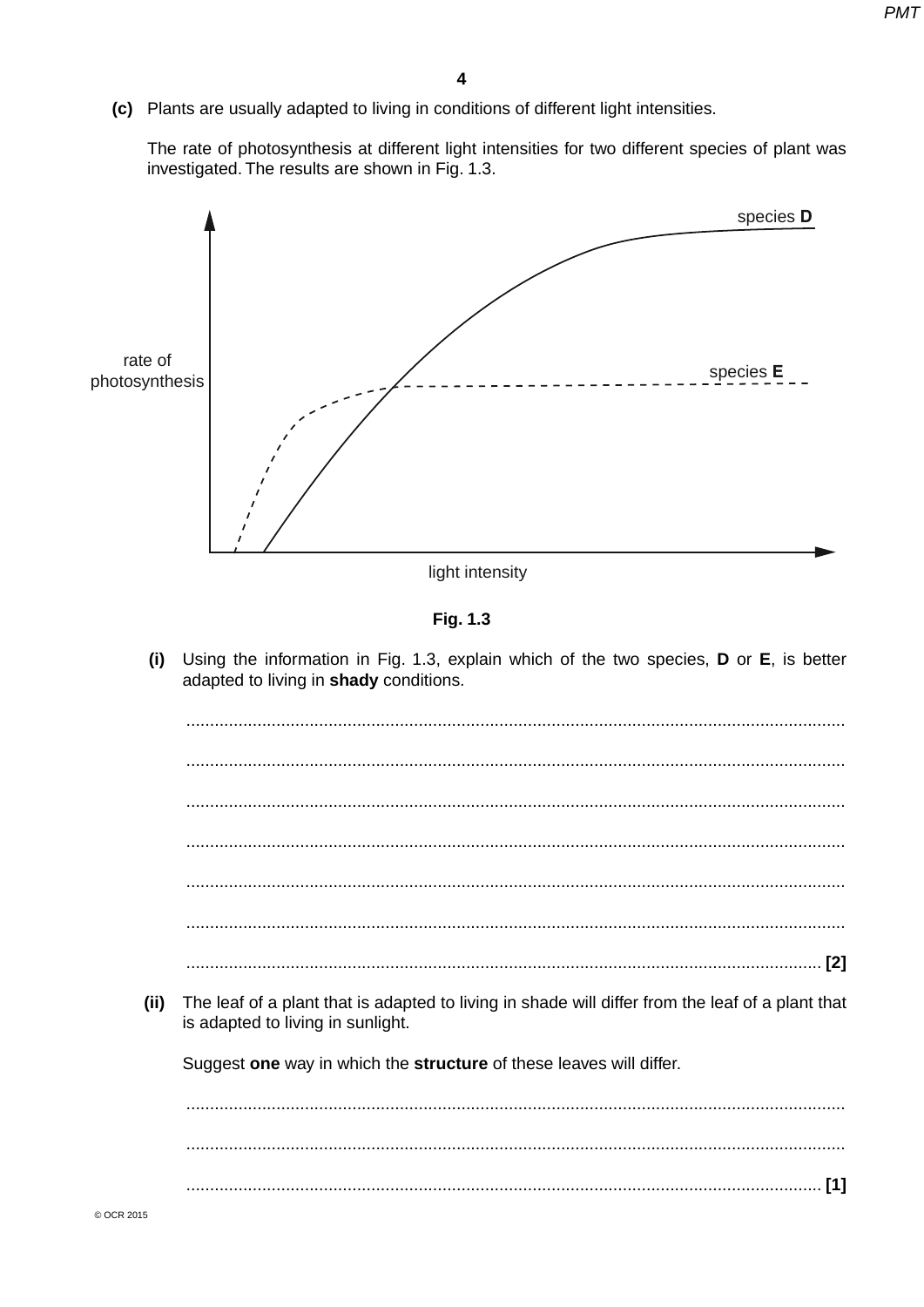**(c)** Plants are usually adapted to living in conditions of different light intensities.

The rate of photosynthesis at different light intensities for two different species of plant was investigated. The results are shown in Fig. 1.3.

Fig. 1.3

**(i)** Using the information in Fig. 1.3, explain which of the two species, **D** or **E**, is better adapted to living in **shady** conditions.

..........................................................................................................................................

..........................................................................................................................................

..........................................................................................................................................

..........................................................................................................................................

..........................................................................................................................................

..........................................................................................................................................

.................................................................................................................................... **[2]**

**(ii)** The leaf of a plant that is adapted to living in shade will differ from the leaf of a plant that is adapted to living in sunlight.

Suggest **one** way in which the **structure** of these leaves will differ.

..........................................................................................................................................

..........................................................................................................................................

.................................................................................................................................... **[1]**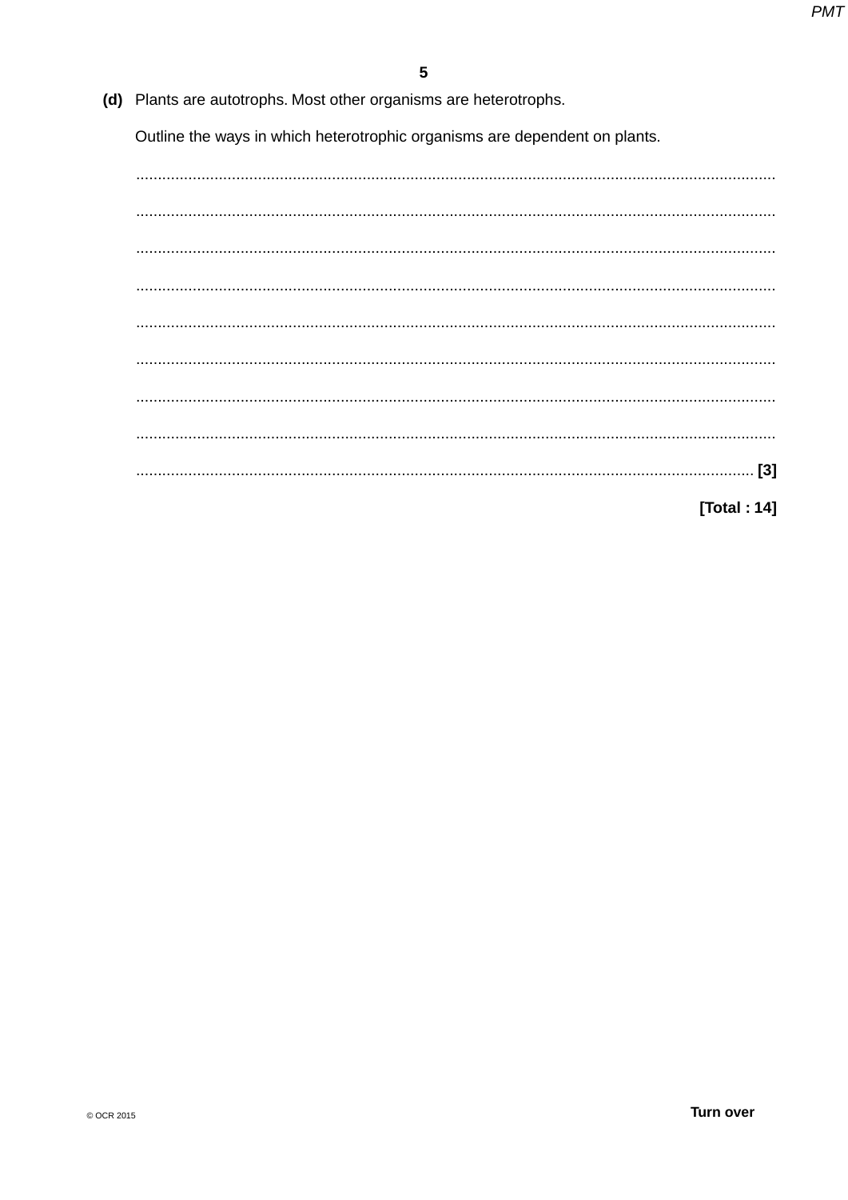**(d)** Plants are autotrophs. Most other organisms are heterotrophs.

Outline the ways in which heterotrophic organisms are dependent on plants.

...........................................................................................................................................

...........................................................................................................................................

...........................................................................................................................................

...........................................................................................................................................

...........................................................................................................................................

...........................................................................................................................................

...........................................................................................................................................

...........................................................................................................................................

...................................................................................................................................... **[3]**

**[Total : 14]**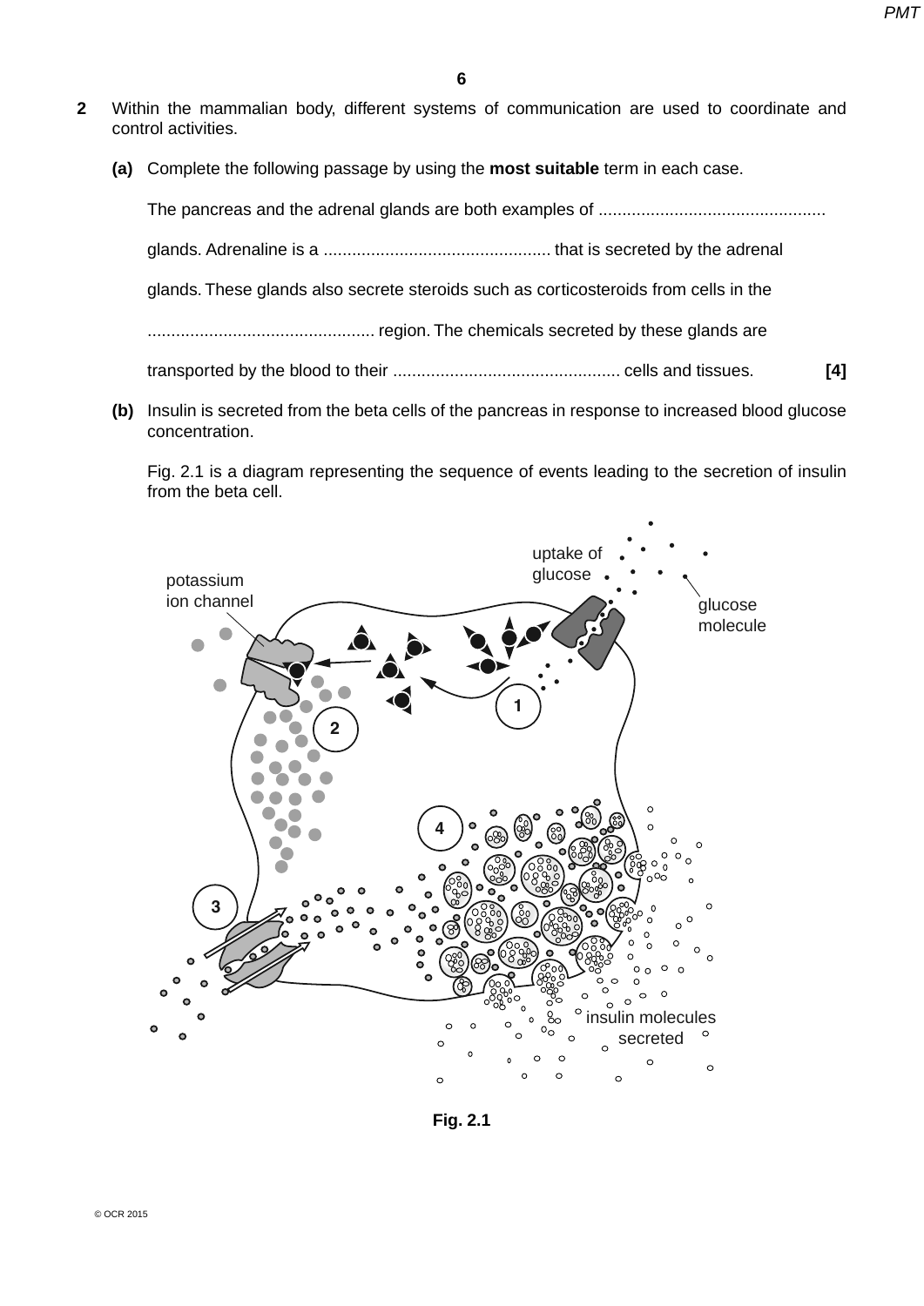**2** Within the mammalian body, different systems of communication are used to coordinate and control activities.

**(a)** Complete the following passage by using the **most suitable** term in each case.

The pancreas and the adrenal glands are both examples of ................................................ glands. Adrenaline is a ................................................ that is secreted by the adrenal glands. These glands also secrete steroids such as corticosteroids from cells in the ................................................ region. The chemicals secreted by these glands are transported by the blood to their ................................................ cells and tissues. **[4]**

**(b)** Insulin is secreted from the beta cells of the pancreas in response to increased blood glucose concentration.

Fig. 2.1 is a diagram representing the sequence of events leading to the secretion of insulin from the beta cell.

uptake of glucose

potassium ion channel

glucose molecule

1

2

3

4

insulin molecules secreted

**Fig. 2.1**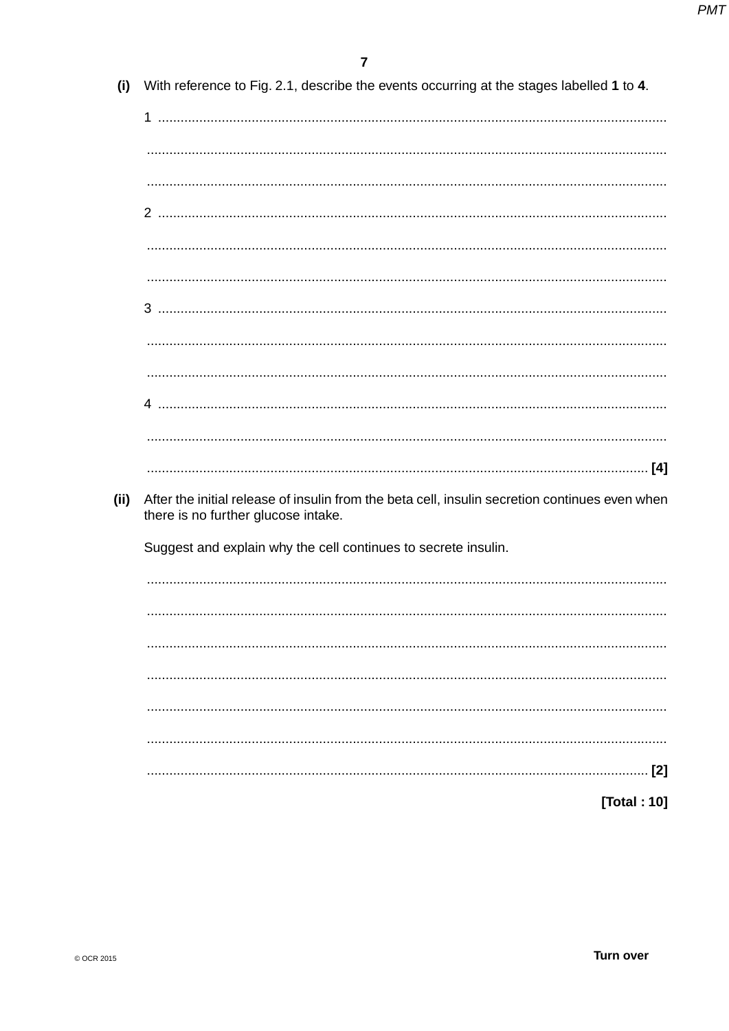**(i)** With reference to Fig. 2.1, describe the events occurring at the stages labelled **1** to **4**.

1 ..........................................................................................................................................

..........................................................................................................................................

..........................................................................................................................................

2 ..........................................................................................................................................

..........................................................................................................................................

..........................................................................................................................................

3 ..........................................................................................................................................

..........................................................................................................................................

..........................................................................................................................................

4 ..........................................................................................................................................

..........................................................................................................................................

.................................................................................................................................... **[4]**

**(ii)** After the initial release of insulin from the beta cell, insulin secretion continues even when there is no further glucose intake.

Suggest and explain why the cell continues to secrete insulin.

..........................................................................................................................................

..........................................................................................................................................

..........................................................................................................................................

..........................................................................................................................................

..........................................................................................................................................

..........................................................................................................................................

.................................................................................................................................... **[2]**

**[Total : 10]**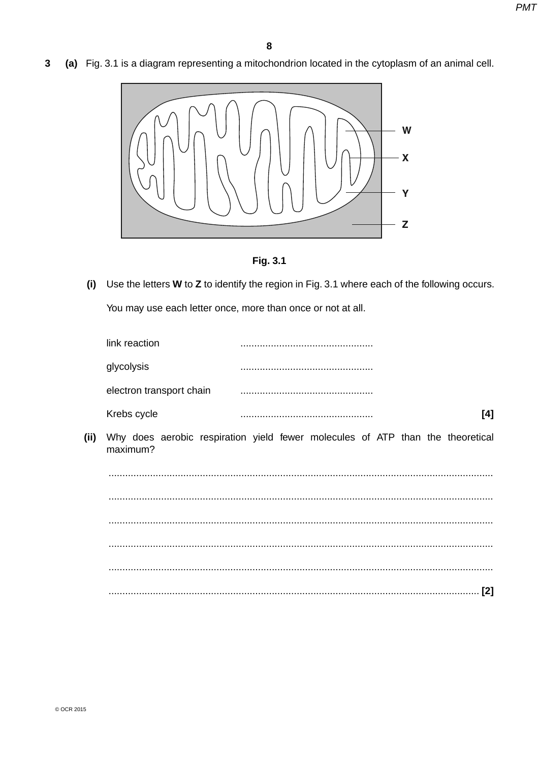**3** **(a)** Fig. 3.1 is a diagram representing a mitochondrion located in the cytoplasm of an animal cell.

W

X

Y

Z

**Fig. 3.1**

**(i)** Use the letters **W** to **Z** to identify the region in Fig. 3.1 where each of the following occurs.

You may use each letter once, more than once or not at all.

link reaction ...............................................

glycolysis ...............................................

electron transport chain ...............................................

Krebs cycle ............................................... **[4]**

**(ii)** Why does aerobic respiration yield fewer molecules of ATP than the theoretical maximum?

...........................................................................................................................................

...........................................................................................................................................

...........................................................................................................................................

...........................................................................................................................................

...........................................................................................................................................

...................................................................................................................................... **[2]**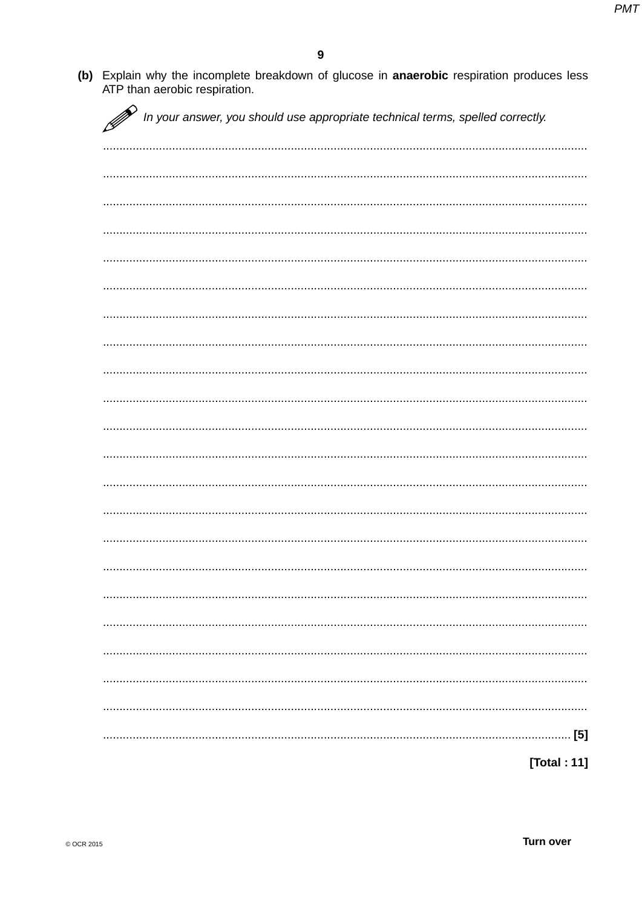**(b)** Explain why the incomplete breakdown of glucose in **anaerobic** respiration produces less ATP than aerobic respiration.

*In your answer, you should use appropriate technical terms, spelled correctly.*

.............................................................................................................................................

.............................................................................................................................................

.............................................................................................................................................

.............................................................................................................................................

.............................................................................................................................................

.............................................................................................................................................

.............................................................................................................................................

.............................................................................................................................................

.............................................................................................................................................

.............................................................................................................................................

.............................................................................................................................................

.............................................................................................................................................

.............................................................................................................................................

.............................................................................................................................................

.............................................................................................................................................

.............................................................................................................................................

.............................................................................................................................................

.............................................................................................................................................

.............................................................................................................................................

.............................................................................................................................................

.............................................................................................................................................

....................................................................................................................................... **[5]**

**[Total : 11]**

© OCR 2015

**Turn over**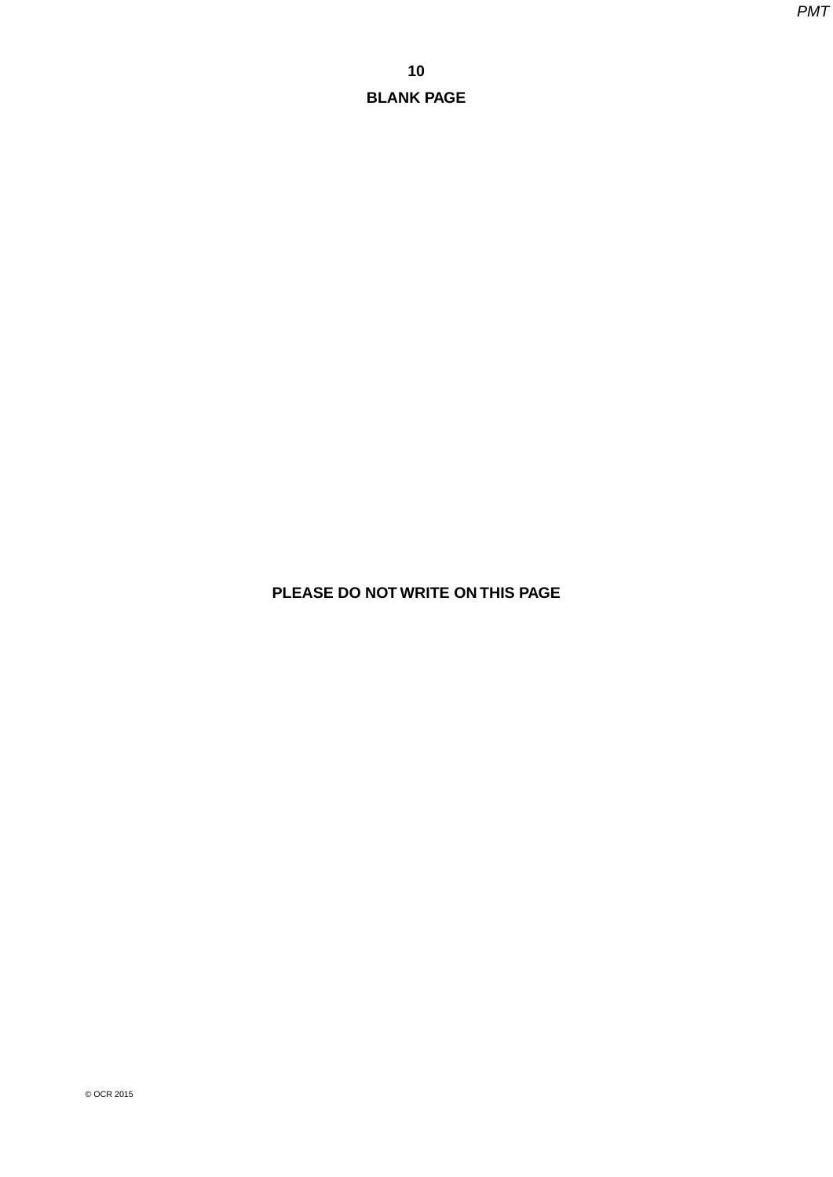**BLANK PAGE**

**PLEASE DO NOT WRITE ON THIS PAGE**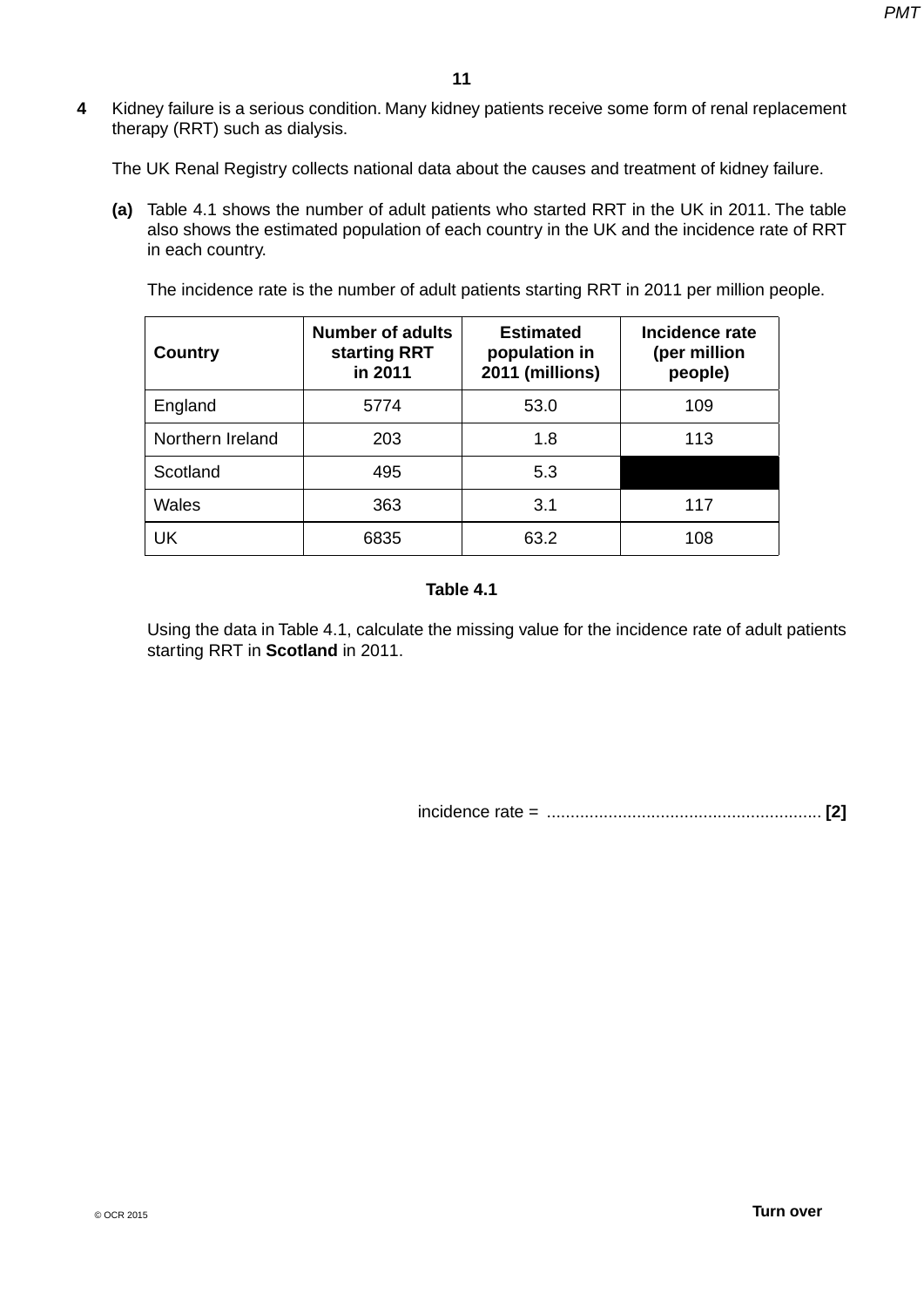**4** Kidney failure is a serious condition. Many kidney patients receive some form of renal replacement therapy (RRT) such as dialysis.

The UK Renal Registry collects national data about the causes and treatment of kidney failure.

**(a)** Table 4.1 shows the number of adult patients who started RRT in the UK in 2011. The table also shows the estimated population of each country in the UK and the incidence rate of RRT in each country.

The incidence rate is the number of adult patients starting RRT in 2011 per million people.

| Country | Number of adults starting RRT in 2011 | Estimated population in 2011 (millions) | Incidence rate (per million people) |
|---|---|---|---|
| England | 5774 | 53.0 | 109 |
| Northern Ireland | 203 | 1.8 | 113 |
| Scotland | 495 | 5.3 | |
| Wales | 363 | 3.1 | 117 |
| UK | 6835 | 63.2 | 108 |

**Table 4.1**

Using the data in Table 4.1, calculate the missing value for the incidence rate of adult patients starting RRT in **Scotland** in 2011.

incidence rate = .......................................................... **[2]**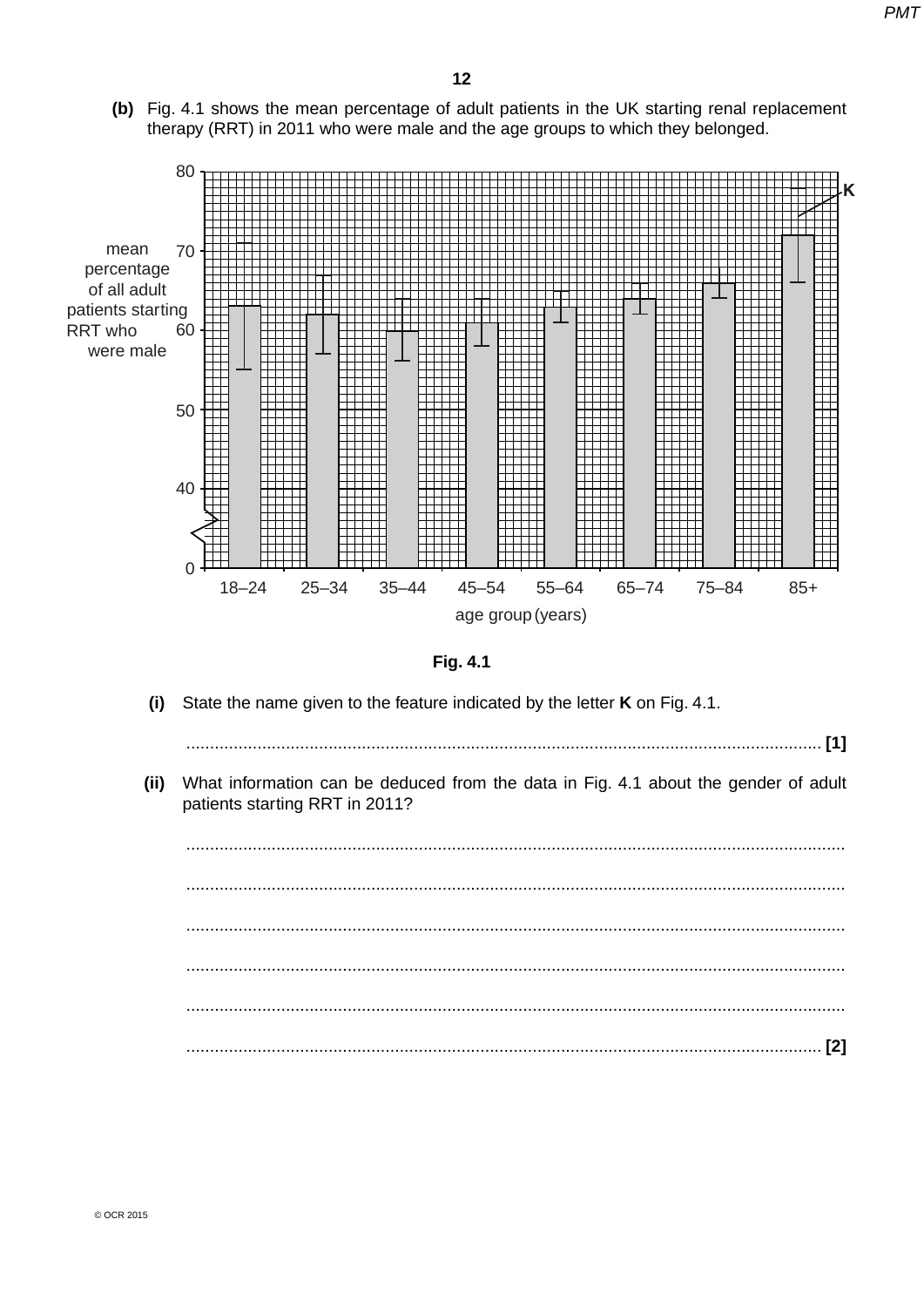**(b)** Fig. 4.1 shows the mean percentage of adult patients in the UK starting renal replacement therapy (RRT) in 2011 who were male and the age groups to which they belonged.

Fig. 4.1

**(i)** State the name given to the feature indicated by the letter **K** on Fig. 4.1.

....................................................................................................................................... **[1]**

**(ii)** What information can be deduced from the data in Fig. 4.1 about the gender of adult patients starting RRT in 2011?

...........................................................................................................................................

...........................................................................................................................................

...........................................................................................................................................

...........................................................................................................................................

...........................................................................................................................................

....................................................................................................................................... **[2]**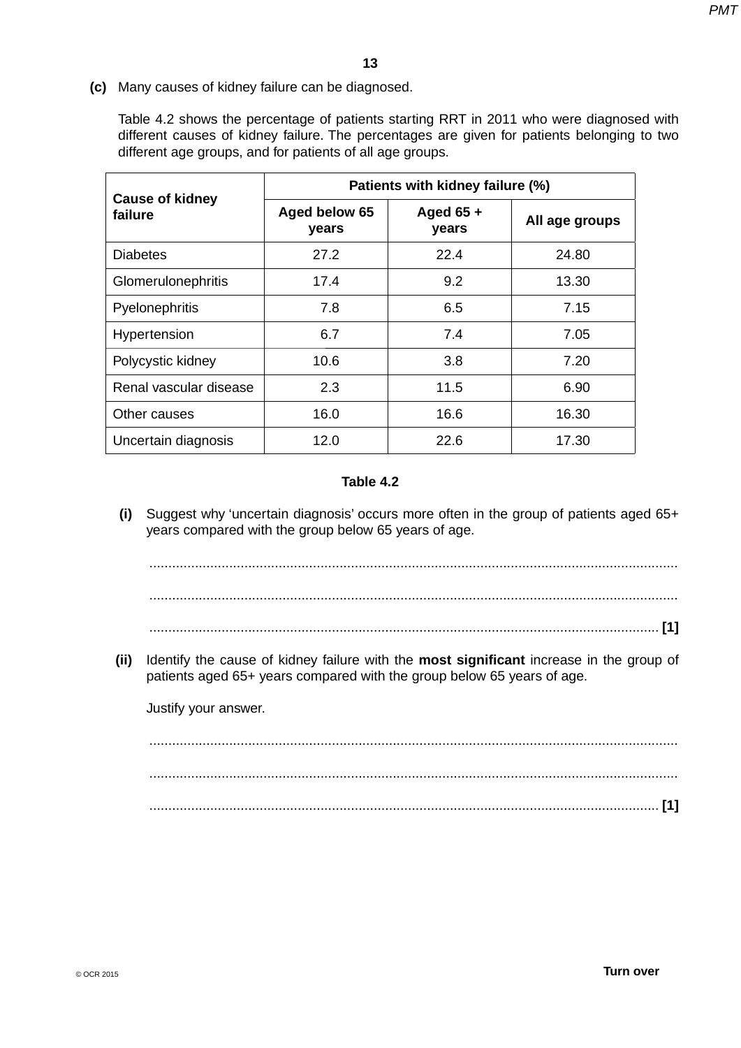**(c)** Many causes of kidney failure can be diagnosed.

Table 4.2 shows the percentage of patients starting RRT in 2011 who were diagnosed with different causes of kidney failure. The percentages are given for patients belonging to two different age groups, and for patients of all age groups.

| **Cause of kidney failure** | **Patients with kidney failure (%)** | | |
|---|---|---|---|
| | **Aged below 65 years** | **Aged 65 + years** | **All age groups** |
| Diabetes | 27.2 | 22.4 | 24.80 |
| Glomerulonephritis | 17.4 | 9.2 | 13.30 |
| Pyelonephritis | 7.8 | 6.5 | 7.15 |
| Hypertension | 6.7 | 7.4 | 7.05 |
| Polycystic kidney | 10.6 | 3.8 | 7.20 |
| Renal vascular disease | 2.3 | 11.5 | 6.90 |
| Other causes | 16.0 | 16.6 | 16.30 |
| Uncertain diagnosis | 12.0 | 22.6 | 17.30 |

**Table 4.2**

**(i)** Suggest why 'uncertain diagnosis' occurs more often in the group of patients aged 65+ years compared with the group below 65 years of age.

.......................................................................................................................................

.......................................................................................................................................

....................................................................................................................................... **[1]**

**(ii)** Identify the cause of kidney failure with the **most significant** increase in the group of patients aged 65+ years compared with the group below 65 years of age.

Justify your answer.

.......................................................................................................................................

.......................................................................................................................................

....................................................................................................................................... **[1]**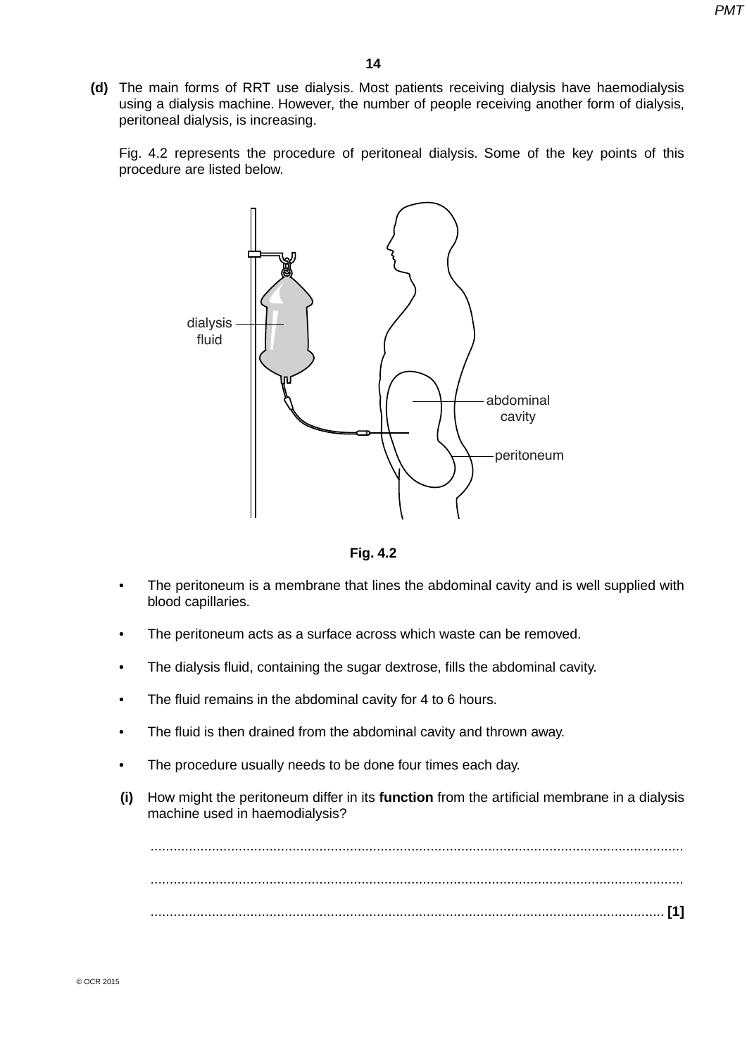**(d)** The main forms of RRT use dialysis. Most patients receiving dialysis have haemodialysis using a dialysis machine. However, the number of people receiving another form of dialysis, peritoneal dialysis, is increasing.

Fig. 4.2 represents the procedure of peritoneal dialysis. Some of the key points of this procedure are listed below.

dialysis fluid

abdominal cavity

peritoneum

**Fig. 4.2**

- The peritoneum is a membrane that lines the abdominal cavity and is well supplied with blood capillaries.
- The peritoneum acts as a surface across which waste can be removed.
- The dialysis fluid, containing the sugar dextrose, fills the abdominal cavity.
- The fluid remains in the abdominal cavity for 4 to 6 hours.
- The fluid is then drained from the abdominal cavity and thrown away.
- The procedure usually needs to be done four times each day.

**(i)** How might the peritoneum differ in its **function** from the artificial membrane in a dialysis machine used in haemodialysis?

..........................................................................................................................................

..........................................................................................................................................

...................................................................................................................................... **[1]**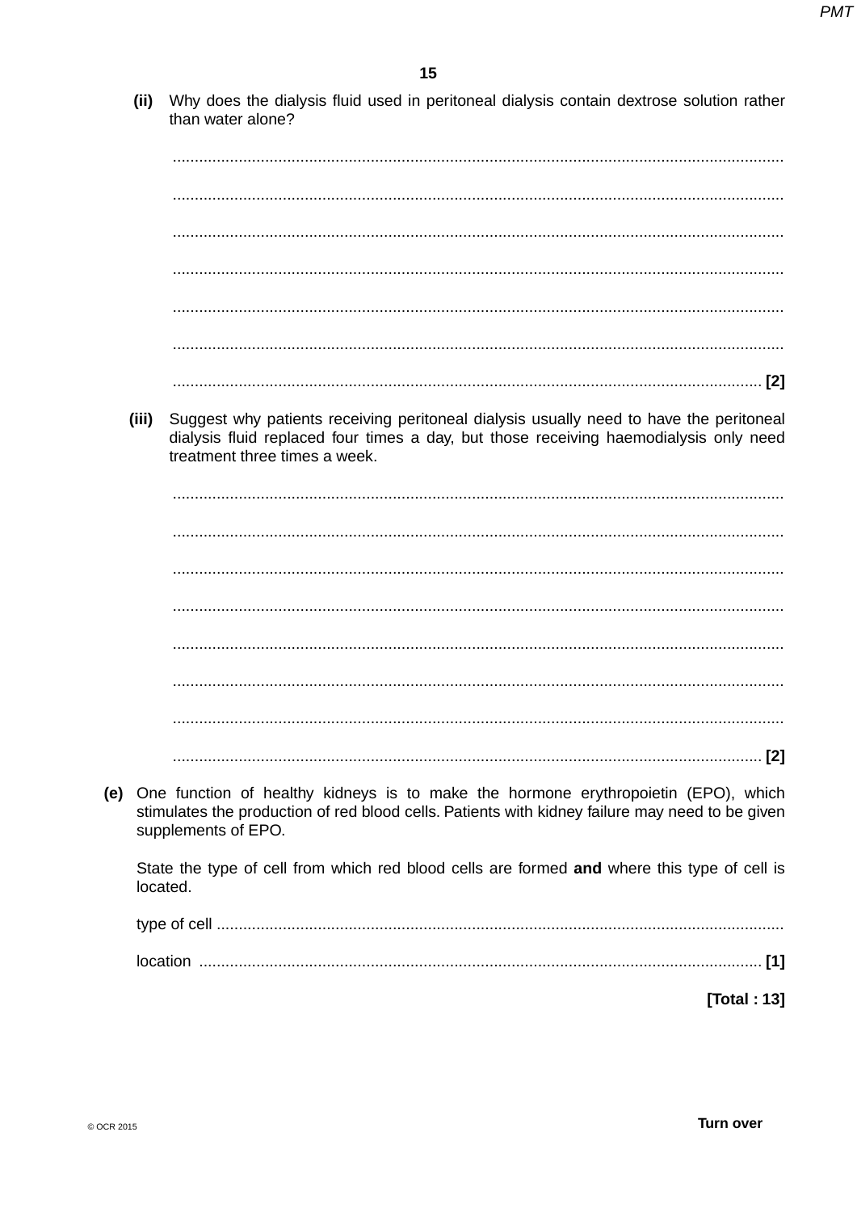**(ii)** Why does the dialysis fluid used in peritoneal dialysis contain dextrose solution rather than water alone?

..........................................................................................................................................

..........................................................................................................................................

..........................................................................................................................................

..........................................................................................................................................

..........................................................................................................................................

..........................................................................................................................................

.................................................................................................................................... [2]

**(iii)** Suggest why patients receiving peritoneal dialysis usually need to have the peritoneal dialysis fluid replaced four times a day, but those receiving haemodialysis only need treatment three times a week.

..........................................................................................................................................

..........................................................................................................................................

..........................................................................................................................................

..........................................................................................................................................

..........................................................................................................................................

..........................................................................................................................................

..........................................................................................................................................

.................................................................................................................................... [2]

**(e)** One function of healthy kidneys is to make the hormone erythropoietin (EPO), which stimulates the production of red blood cells. Patients with kidney failure may need to be given supplements of EPO.

State the type of cell from which red blood cells are formed **and** where this type of cell is located.

type of cell ...............................................................................................................................

location .............................................................................................................................. [1]

**[Total : 13]**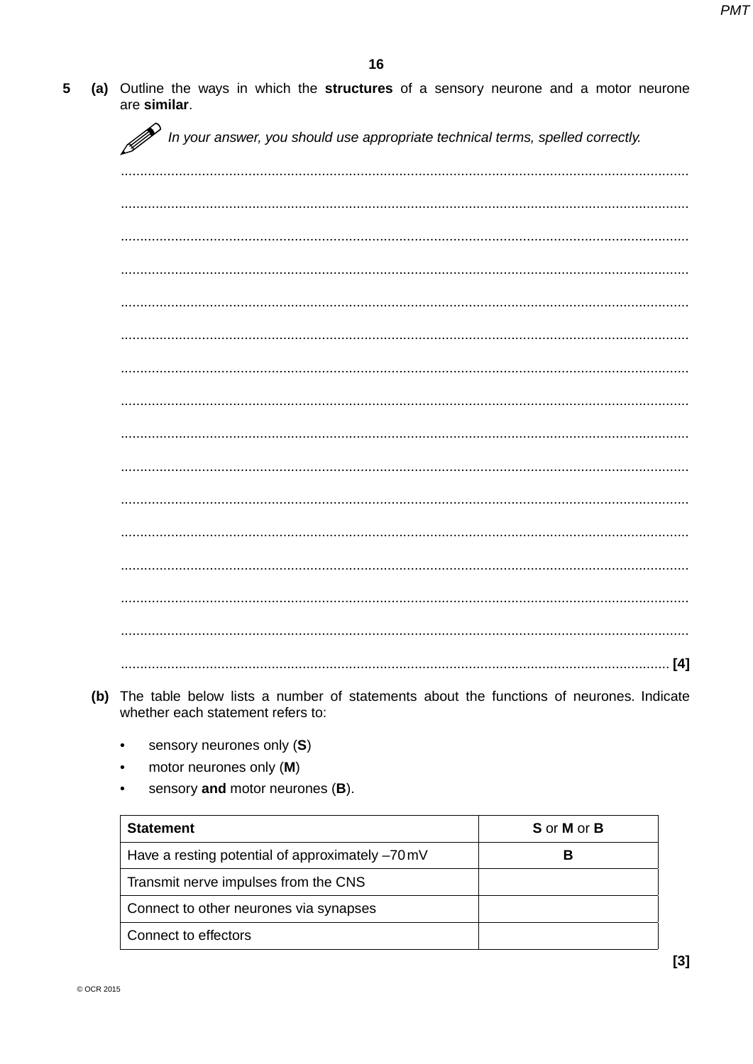5 **(a)** Outline the ways in which the **structures** of a sensory neurone and a motor neurone are **similar**.

*In your answer, you should use appropriate technical terms, spelled correctly.*

..........................................................................................................................................

..........................................................................................................................................

..........................................................................................................................................

..........................................................................................................................................

..........................................................................................................................................

..........................................................................................................................................

..........................................................................................................................................

..........................................................................................................................................

..........................................................................................................................................

..........................................................................................................................................

..........................................................................................................................................

..........................................................................................................................................

..........................................................................................................................................

..........................................................................................................................................

..........................................................................................................................................

.................................................................................................................................... **[4]**

**(b)** The table below lists a number of statements about the functions of neurones. Indicate whether each statement refers to:

- sensory neurones only (**S**)
- motor neurones only (**M**)
- sensory **and** motor neurones (**B**).

| **Statement** | **S** or **M** or **B** |
|---|---|
| Have a resting potential of approximately –70 mV | **B** |
| Transmit nerve impulses from the CNS | |
| Connect to other neurones via synapses | |
| Connect to effectors | |

**[3]**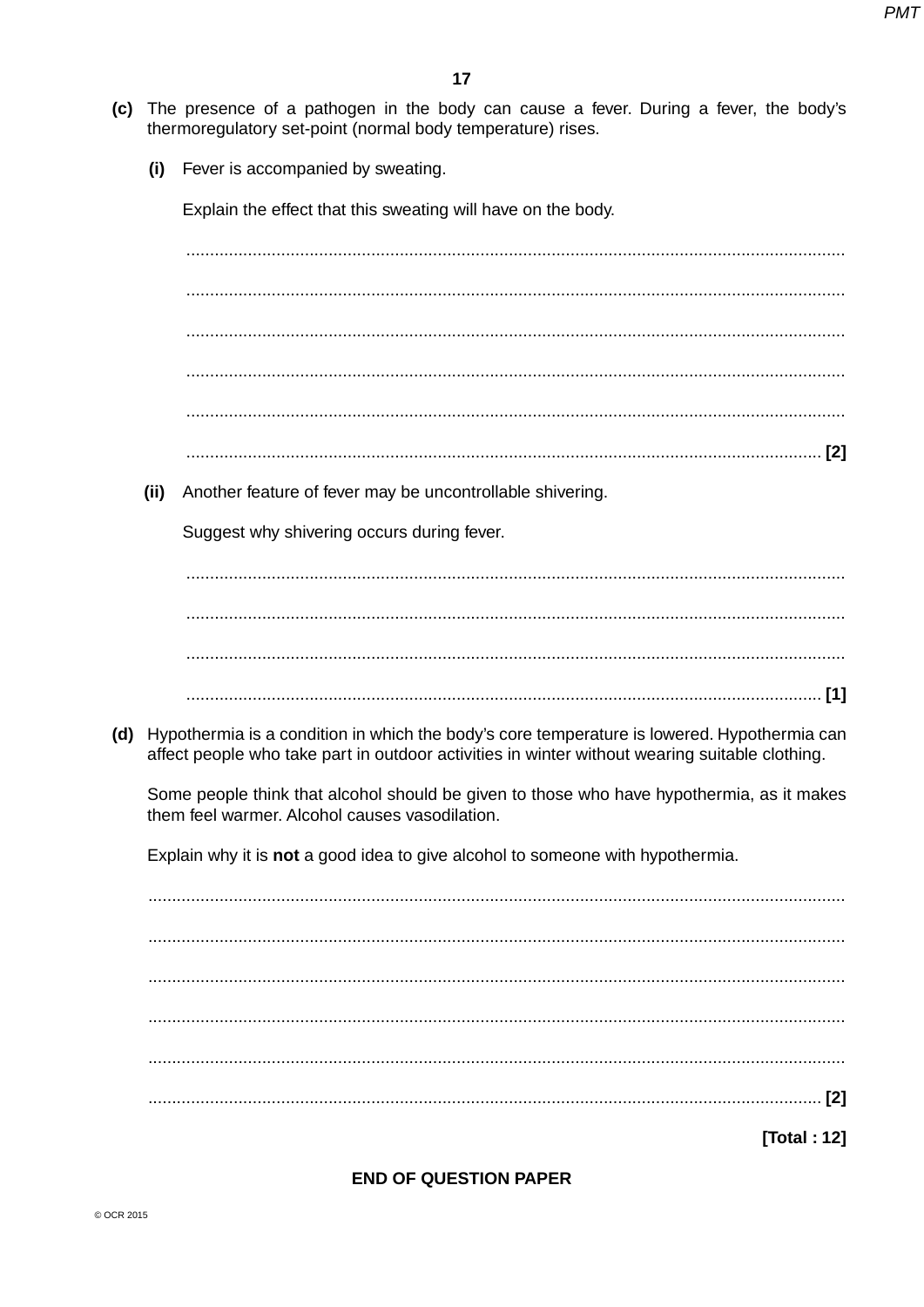**(c)** The presence of a pathogen in the body can cause a fever. During a fever, the body's thermoregulatory set-point (normal body temperature) rises.

**(i)** Fever is accompanied by sweating.

Explain the effect that this sweating will have on the body.

.......................................................................................................................................

.......................................................................................................................................

.......................................................................................................................................

.......................................................................................................................................

.......................................................................................................................................

....................................................................................................................................... **[2]**

**(ii)** Another feature of fever may be uncontrollable shivering.

Suggest why shivering occurs during fever.

.......................................................................................................................................

.......................................................................................................................................

.......................................................................................................................................

....................................................................................................................................... **[1]**

**(d)** Hypothermia is a condition in which the body's core temperature is lowered. Hypothermia can affect people who take part in outdoor activities in winter without wearing suitable clothing.

Some people think that alcohol should be given to those who have hypothermia, as it makes them feel warmer. Alcohol causes vasodilation.

Explain why it is **not** a good idea to give alcohol to someone with hypothermia.

.......................................................................................................................................

.......................................................................................................................................

.......................................................................................................................................

.......................................................................................................................................

.......................................................................................................................................

....................................................................................................................................... **[2]**

**[Total : 12]**

**END OF QUESTION PAPER**

© OCR 2015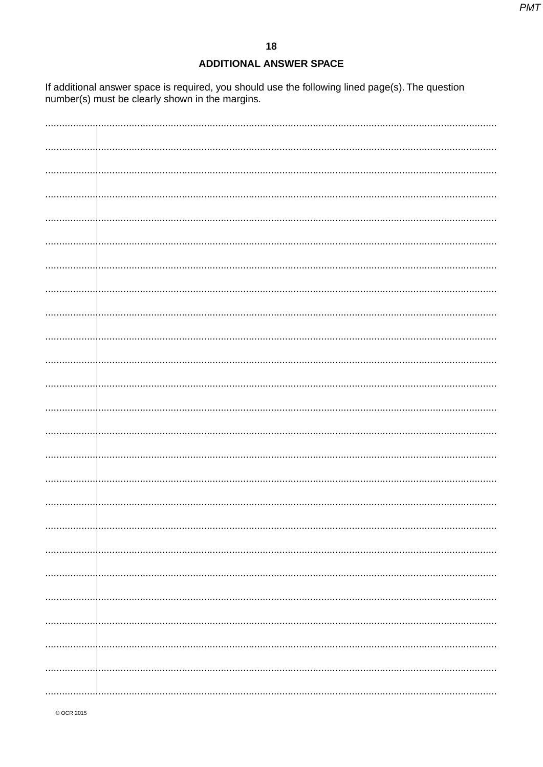## ADDITIONAL ANSWER SPACE

If additional answer space is required, you should use the following lined page(s). The question number(s) must be clearly shown in the margins.

© OCR 2015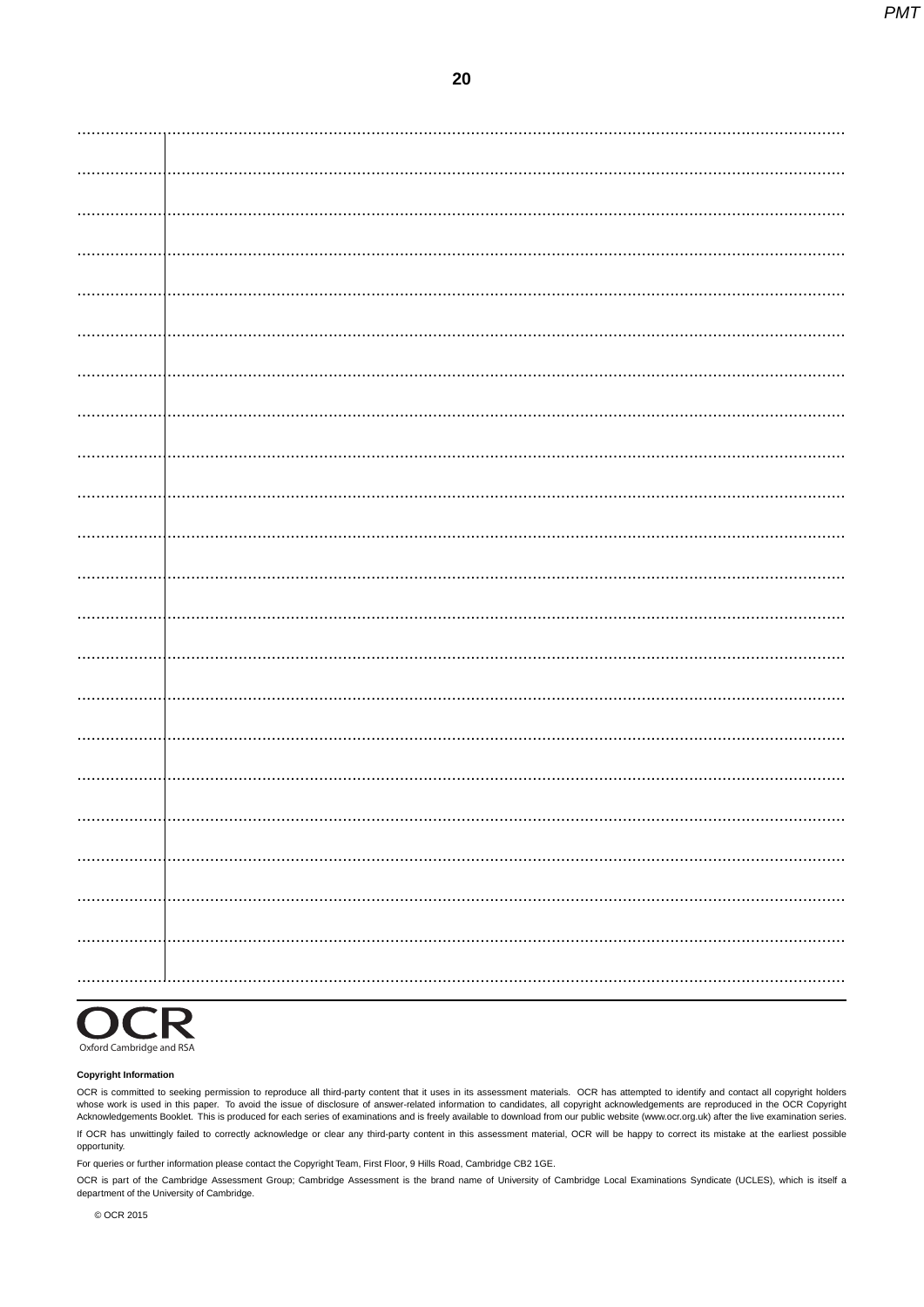OCR

Oxford Cambridge and RSA

**Copyright Information**

OCR is committed to seeking permission to reproduce all third-party content that it uses in its assessment materials. OCR has attempted to identify and contact all copyright holders whose work is used in this paper. To avoid the issue of disclosure of answer-related information to candidates, all copyright acknowledgements are reproduced in the OCR Copyright Acknowledgements Booklet. This is produced for each series of examinations and is freely available to download from our public website (www.ocr.org.uk) after the live examination series.

If OCR has unwittingly failed to correctly acknowledge or clear any third-party content in this assessment material, OCR will be happy to correct its mistake at the earliest possible opportunity.

For queries or further information please contact the Copyright Team, First Floor, 9 Hills Road, Cambridge CB2 1GE.

OCR is part of the Cambridge Assessment Group; Cambridge Assessment is the brand name of University of Cambridge Local Examinations Syndicate (UCLES), which is itself a department of the University of Cambridge.

© OCR 2015